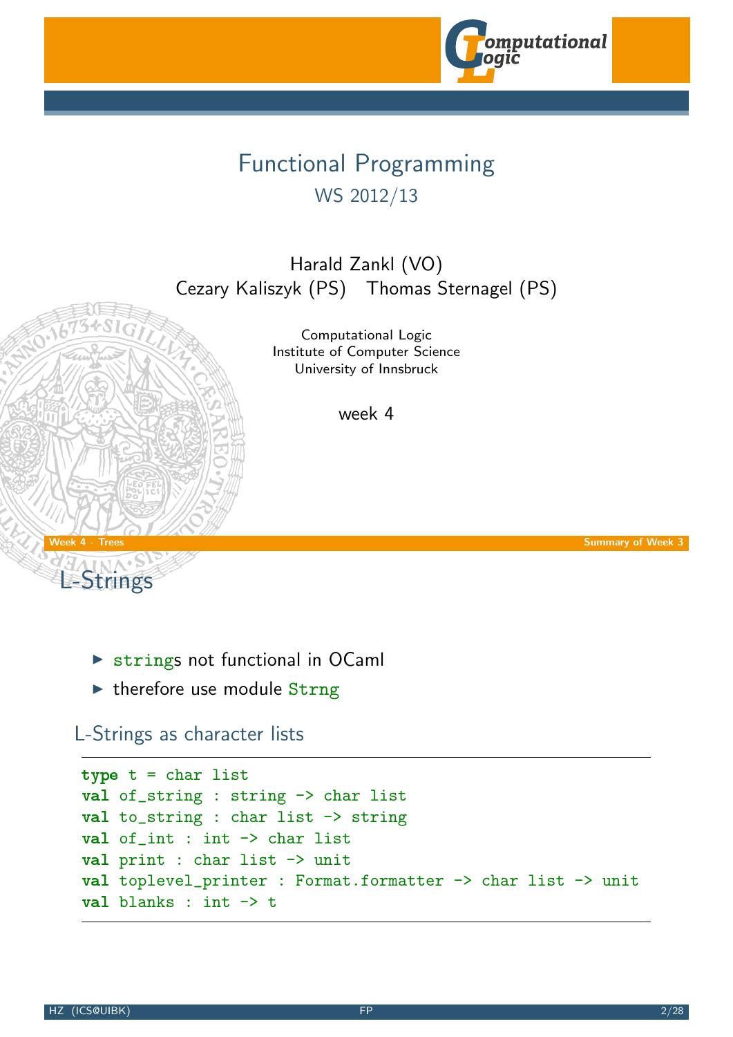# Functional Programming

## WS 2012/13

Harald Zankl (VO)
Cezary Kaliszyk (PS) Thomas Sternagel (PS)

Computational Logic
Institute of Computer Science
University of Innsbruck

week 4

## L-Strings

- strings not functional in OCaml
- therefore use module Strng

### L-Strings as character lists

```
type t = char list
val of_string : string -> char list
val to_string : char list -> string
val of_int : int -> char list
val print : char list -> unit
val toplevel_printer : Format.formatter -> char list -> unit
val blanks : int -> t
```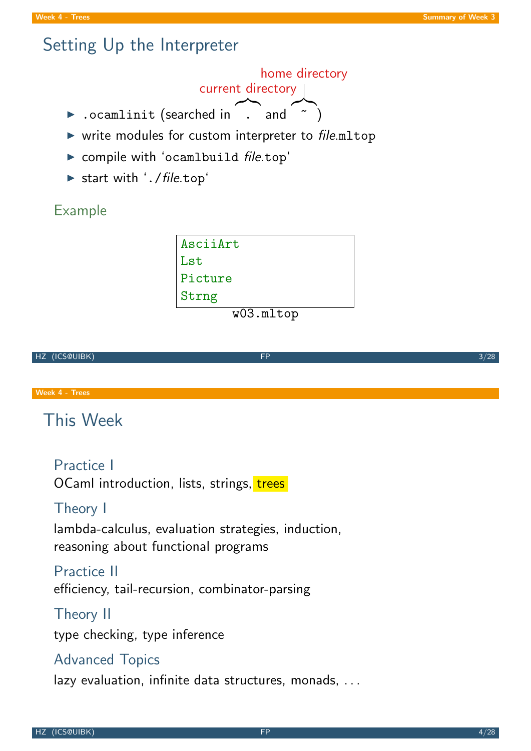## Setting Up the Interpreter

- `.ocamlinit` (searched in `.` (current directory) and `~` (home directory))
- write modules for custom interpreter to *file*`.mltop`
- compile with '`ocamlbuild` *file*`.top`'
- start with '`./`*file*`.top`'

### Example

```
AsciiArt
Lst
Picture
Strng
```

`w03.mltop`

## This Week

### Practice I
OCaml introduction, lists, strings, trees

### Theory I
lambda-calculus, evaluation strategies, induction, reasoning about functional programs

### Practice II
efficiency, tail-recursion, combinator-parsing

### Theory II
type checking, type inference

### Advanced Topics
lazy evaluation, infinite data structures, monads, . . .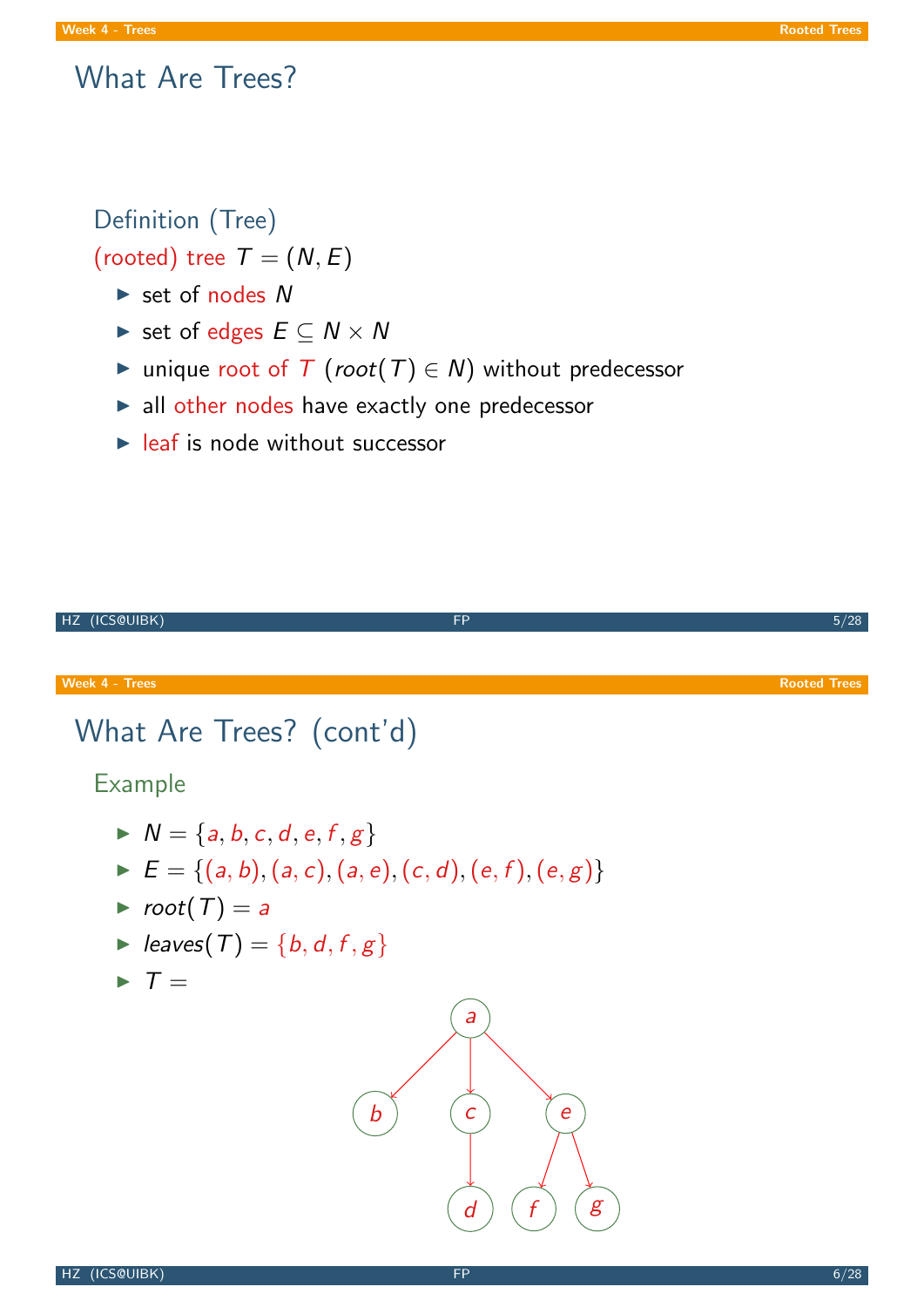# What Are Trees?

### Definition (Tree)

(rooted) tree $T = (N, E)$

- set of nodes $N$
- set of edges $E \subseteq N \times N$
- unique root of $T$ ($root(T) \in N$) without predecessor
- all other nodes have exactly one predecessor
- leaf is node without successor

# What Are Trees? (cont'd)

### Example

- $N = \{a, b, c, d, e, f, g\}$
- $E = \{(a, b), (a, c), (a, e), (c, d), (e, f), (e, g)\}$
- $root(T) = a$
- $leaves(T) = \{b, d, f, g\}$
- $T =$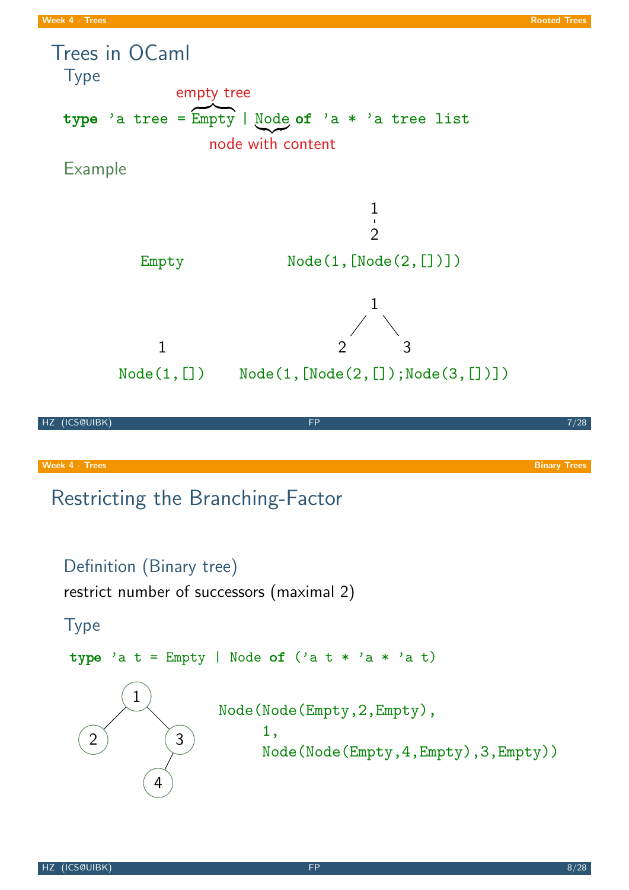# Trees in OCaml

## Type

```
type 'a tree = Empty | Node of 'a * 'a tree list
```

(Empty: empty tree; Node: node with content)

## Example

```
Empty

Node(1,[Node(2,[])])

Node(1,[])

Node(1,[Node(2,[]);Node(3,[])])
```

# Restricting the Branching-Factor

## Definition (Binary tree)

restrict number of successors (maximal 2)

## Type

```
type 'a t = Empty | Node of ('a t * 'a * 'a t)
```

```
Node(Node(Empty,2,Empty),
     1,
     Node(Node(Empty,4,Empty),3,Empty))
```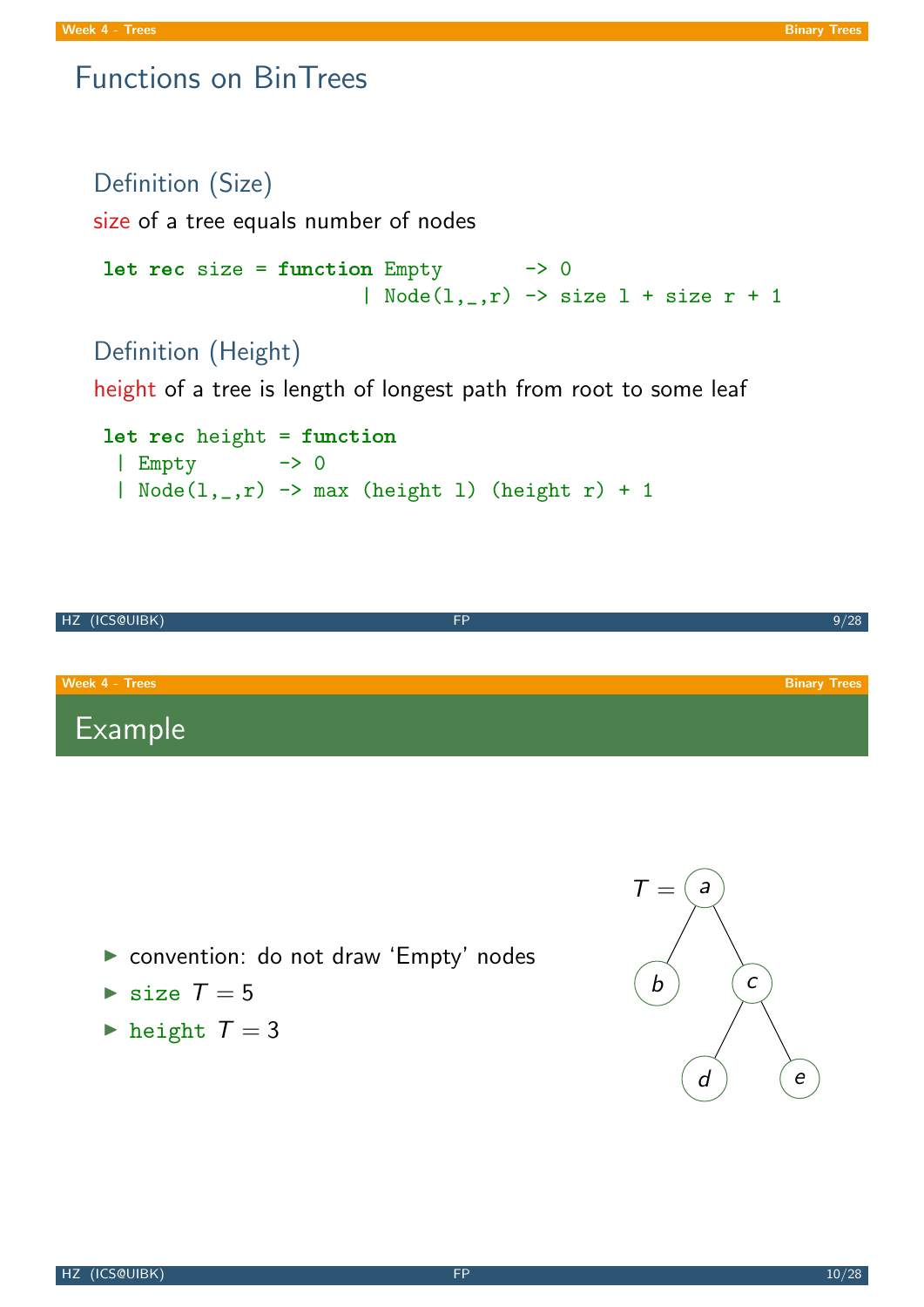## Functions on BinTrees

### Definition (Size)

size of a tree equals number of nodes

```
let rec size = function Empty       -> 0
                     | Node(l,_,r) -> size l + size r + 1
```

### Definition (Height)

height of a tree is length of longest path from root to some leaf

```
let rec height = function
 | Empty       -> 0
 | Node(l,_,r) -> max (height l) (height r) + 1
```

## Example

- convention: do not draw 'Empty' nodes
- `size` $T = 5$
- `height` $T = 3$

$T =$ (tree with root $a$; children $b$ and $c$; $c$ has children $d$ and $e$)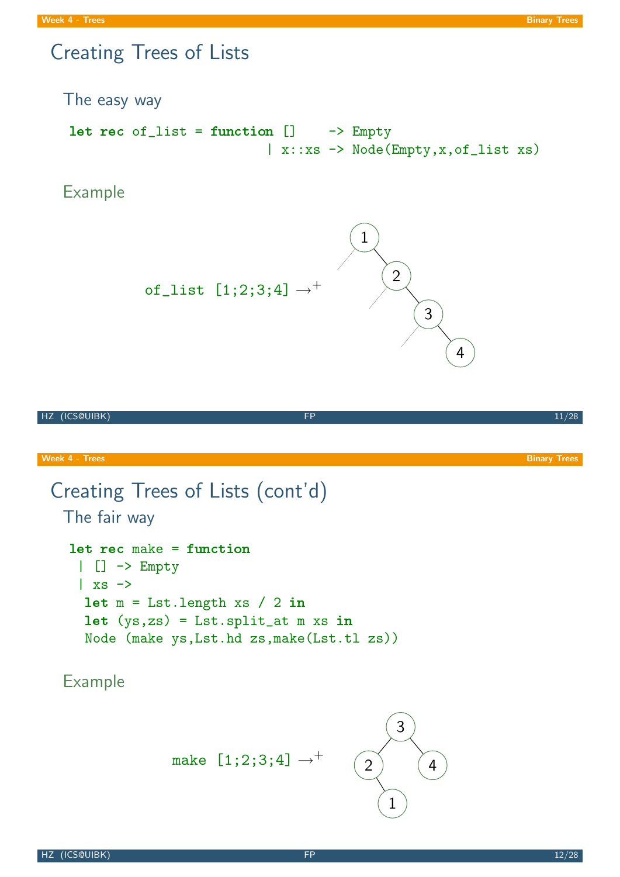# Creating Trees of Lists

## The easy way

```
let rec of_list = function []    -> Empty
                         | x::xs -> Node(Empty,x,of_list xs)
```

## Example

`of_list [1;2;3;4]` $\to^+$

# Creating Trees of Lists (cont'd)

## The fair way

```
let rec make = function
 | [] -> Empty
 | xs ->
  let m = Lst.length xs / 2 in
  let (ys,zs) = Lst.split_at m xs in
  Node (make ys,Lst.hd zs,make(Lst.tl zs))
```

## Example

`make [1;2;3;4]` $\to^+$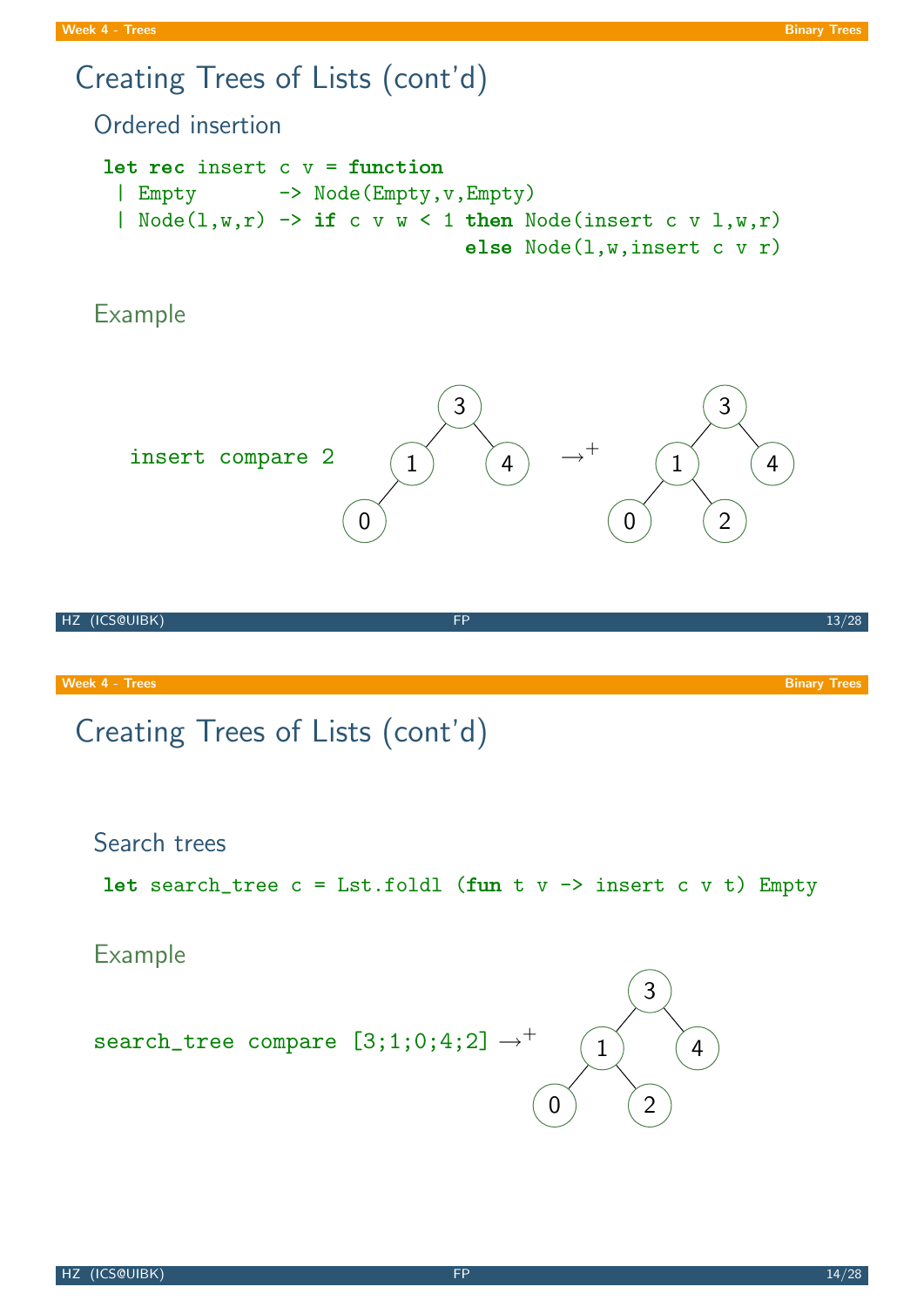# Creating Trees of Lists (cont'd)

## Ordered insertion

```
let rec insert c v = function
 | Empty       -> Node(Empty,v,Empty)
 | Node(l,w,r) -> if c v w < 1 then Node(insert c v l,w,r)
                               else Node(l,w,insert c v r)
```

## Example

`insert compare 2` (tree: 3 with children 1 and 4; 1 with left child 0) $\to^+$ (tree: 3 with children 1 and 4; 1 with children 0 and 2)

# Creating Trees of Lists (cont'd)

## Search trees

```
let search_tree c = Lst.foldl (fun t v -> insert c v t) Empty
```

## Example

`search_tree compare [3;1;0;4;2]` $\to^+$ (tree: 3 with children 1 and 4; 1 with children 0 and 2)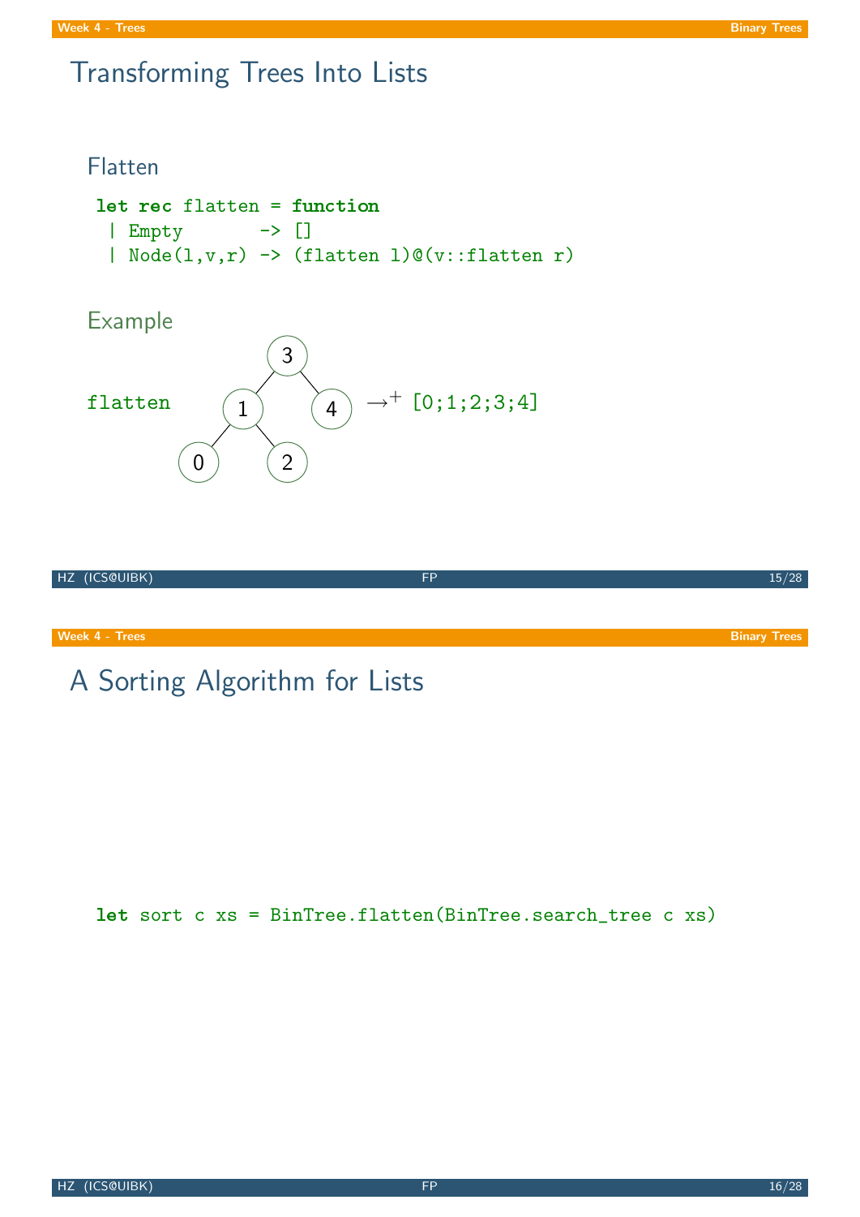## Transforming Trees Into Lists

### Flatten

```
let rec flatten = function
 | Empty       -> []
 | Node(l,v,r) -> (flatten l)@(v::flatten r)
```

### Example

`flatten` (tree with root 3; left child 1 with children 0 and 2; right child 4) $\to^+$ `[0;1;2;3;4]`

## A Sorting Algorithm for Lists

```
let sort c xs = BinTree.flatten(BinTree.search_tree c xs)
```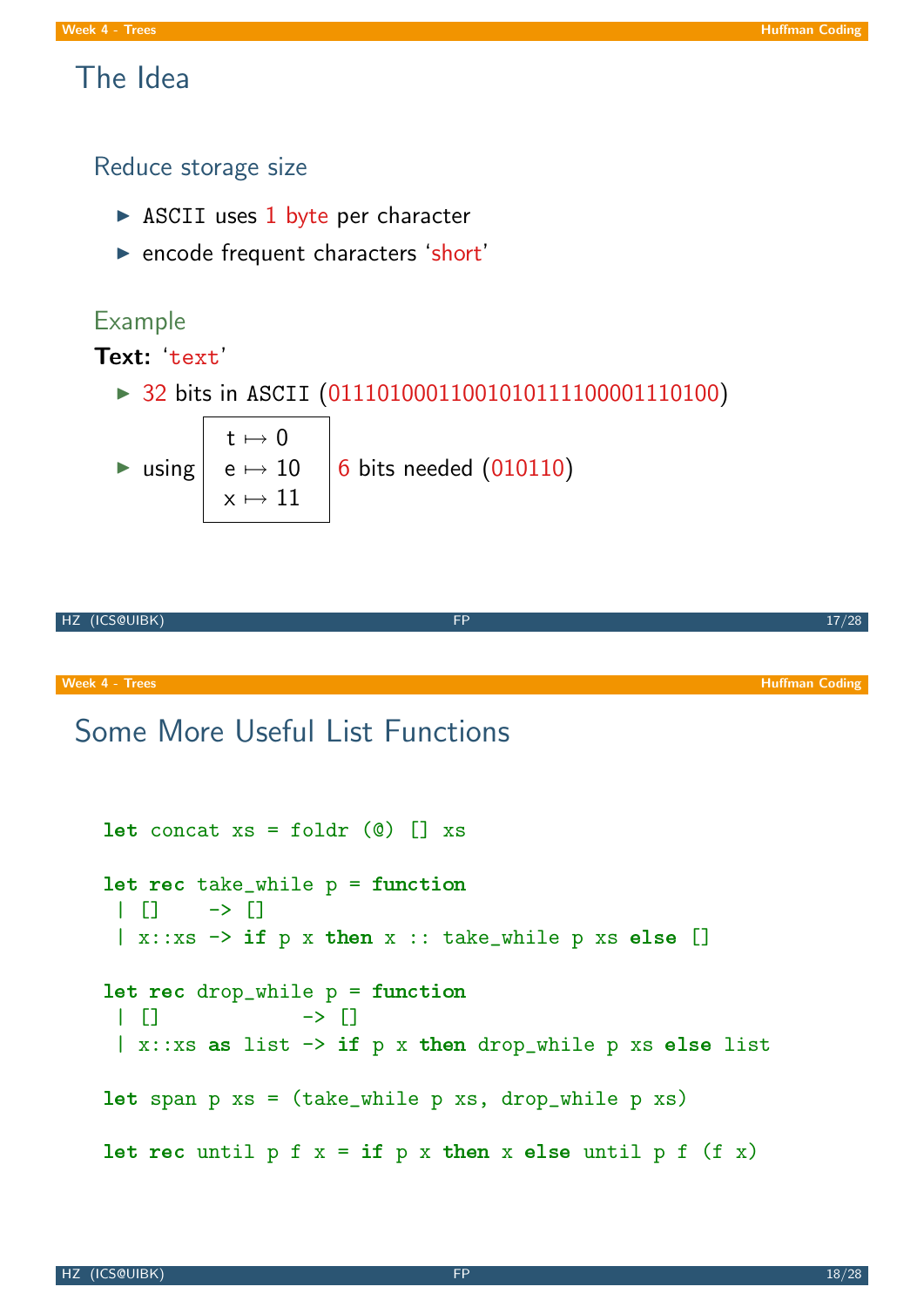# The Idea

## Reduce storage size

- ASCII uses 1 byte per character
- encode frequent characters 'short'

### Example

**Text:** 'text'

- 32 bits in ASCII (01110100011001010111100001110100)
- using

| |
|---|
| t $\mapsto$ 0 |
| e $\mapsto$ 10 |
| x $\mapsto$ 11 |

6 bits needed (010110)

# Some More Useful List Functions

```
let concat xs = foldr (@) [] xs

let rec take_while p = function
 | []    -> []
 | x::xs -> if p x then x :: take_while p xs else []

let rec drop_while p = function
 | []            -> []
 | x::xs as list -> if p x then drop_while p xs else list

let span p xs = (take_while p xs, drop_while p xs)

let rec until p f x = if p x then x else until p f (f x)
```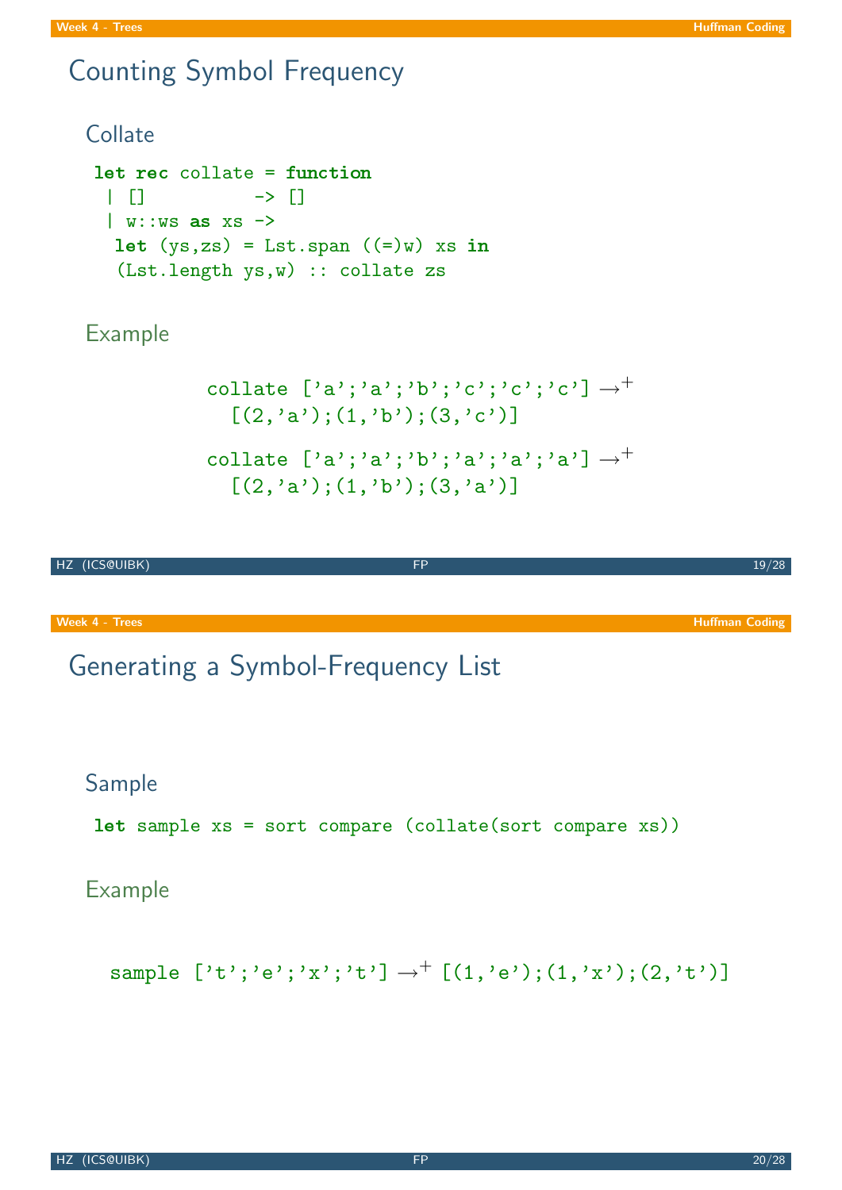## Counting Symbol Frequency

### Collate

```
let rec collate = function
  | []         -> []
  | w::ws as xs ->
   let (ys,zs) = Lst.span ((=)w) xs in
   (Lst.length ys,w) :: collate zs
```

### Example

```
collate ['a';'a';'b';'c';'c';'c'] →+
  [(2,'a');(1,'b');(3,'c')]

collate ['a';'a';'b';'a';'a';'a'] →+
  [(2,'a');(1,'b');(3,'a')]
```

## Generating a Symbol-Frequency List

### Sample

```
let sample xs = sort compare (collate(sort compare xs))
```

### Example

```
sample ['t';'e';'x';'t'] →+ [(1,'e');(1,'x');(2,'t')]
```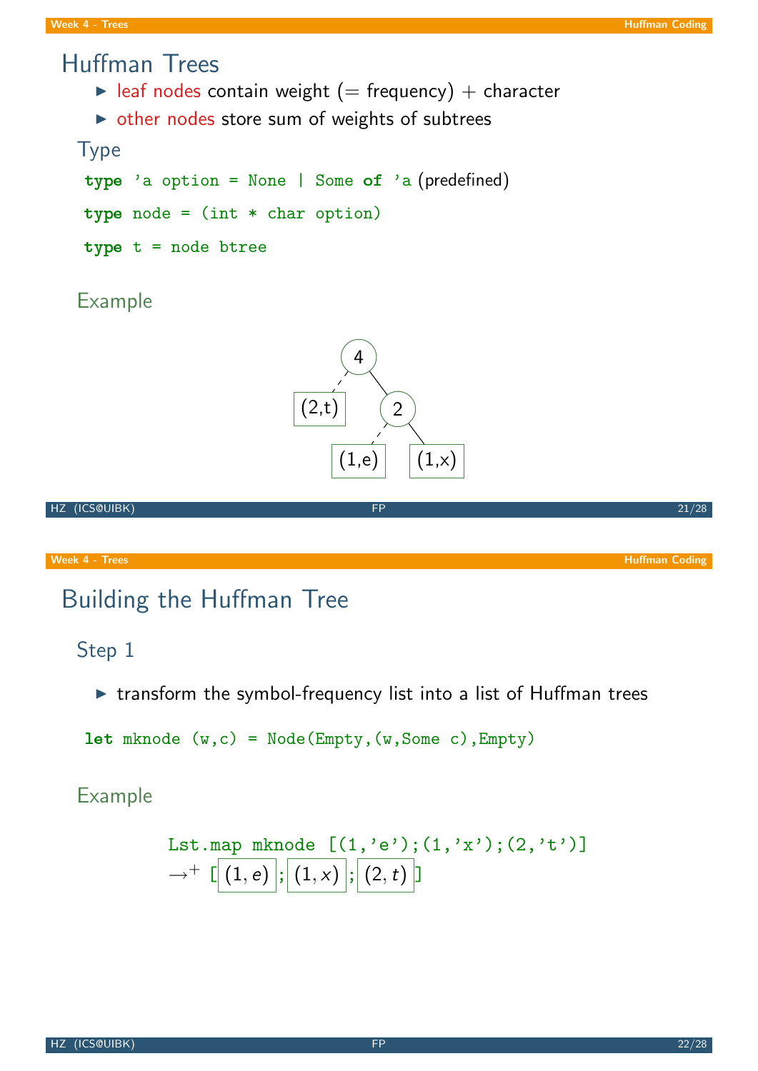# Huffman Trees

- leaf nodes contain weight (= frequency) + character
- other nodes store sum of weights of subtrees

## Type

```
type 'a option = None | Some of 'a
```
(predefined)

```
type node = (int * char option)
type t = node btree
```

## Example

```
        4
       / \
  (2,t)   2
         / \
     (1,e) (1,x)
```

# Building the Huffman Tree

## Step 1

- transform the symbol-frequency list into a list of Huffman trees

```
let mknode (w,c) = Node(Empty,(w,Some c),Empty)
```

## Example

```
Lst.map mknode [(1,'e');(1,'x');(2,'t')]
```

$\rightarrow^{+}$ [ $(1, e)$ ; $(1, x)$ ; $(2, t)$ ]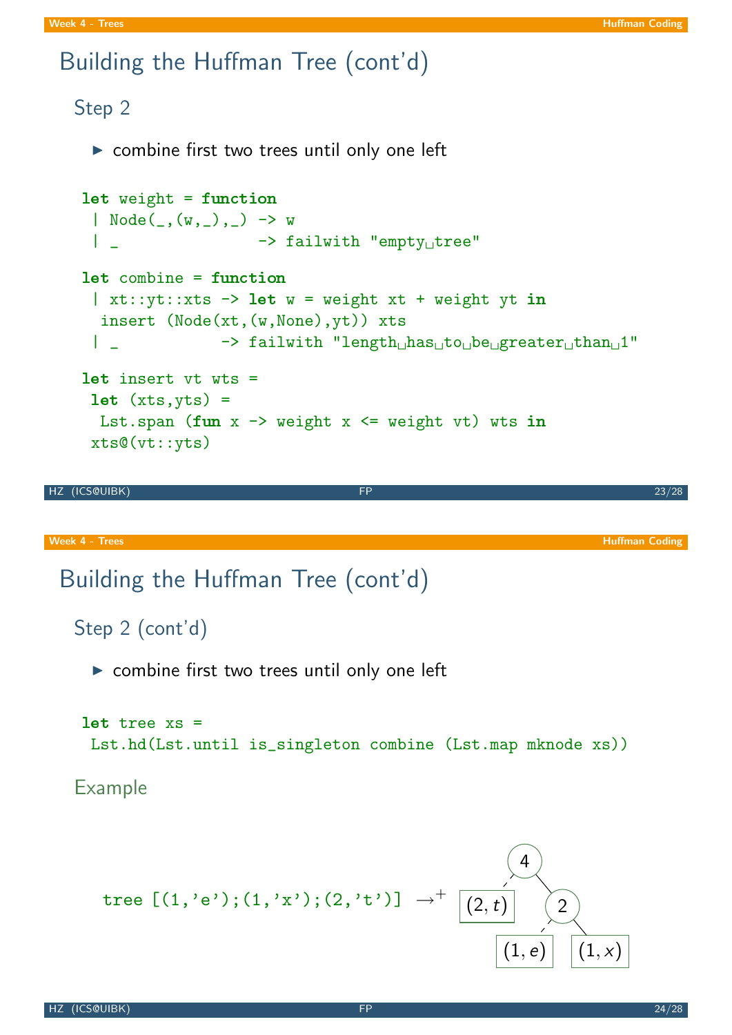# Building the Huffman Tree (cont'd)

## Step 2

- combine first two trees until only one left

```
let weight = function
 | Node(_,(w,_),_) -> w
 | _               -> failwith "empty tree"

let combine = function
 | xt::yt::xts -> let w = weight xt + weight yt in
  insert (Node(xt,(w,None),yt)) xts
 | _           -> failwith "length has to be greater than 1"

let insert vt wts =
 let (xts,yts) =
  Lst.span (fun x -> weight x <= weight vt) wts in
 xts@(vt::yts)
```

# Building the Huffman Tree (cont'd)

## Step 2 (cont'd)

- combine first two trees until only one left

```
let tree xs =
 Lst.hd(Lst.until is_singleton combine (Lst.map mknode xs))
```

## Example

`tree [(1,'e');(1,'x');(2,'t')]` $\to^+$

```
        4
       / \
  (2,t)   2
         / \
     (1,e) (1,x)
```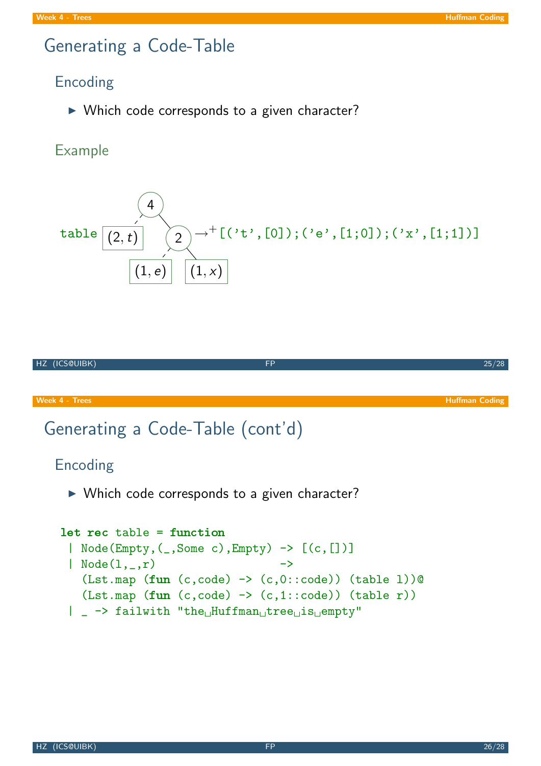# Generating a Code-Table

## Encoding

- Which code corresponds to a given character?

## Example

table (tree: root 4; left leaf $(2, t)$; right node 2 with leaves $(1, e)$ and $(1, x)$) $\to^{+}$ `[('t',[0]);('e',[1;0]);('x',[1;1])]`

# Generating a Code-Table (cont'd)

## Encoding

- Which code corresponds to a given character?

```
let rec table = function
 | Node(Empty,(_,Some c),Empty) -> [(c,[])]
 | Node(l,_,r)                  ->
   (Lst.map (fun (c,code) -> (c,0::code)) (table l))@
   (Lst.map (fun (c,code) -> (c,1::code)) (table r))
 | _ -> failwith "the Huffman tree is empty"
```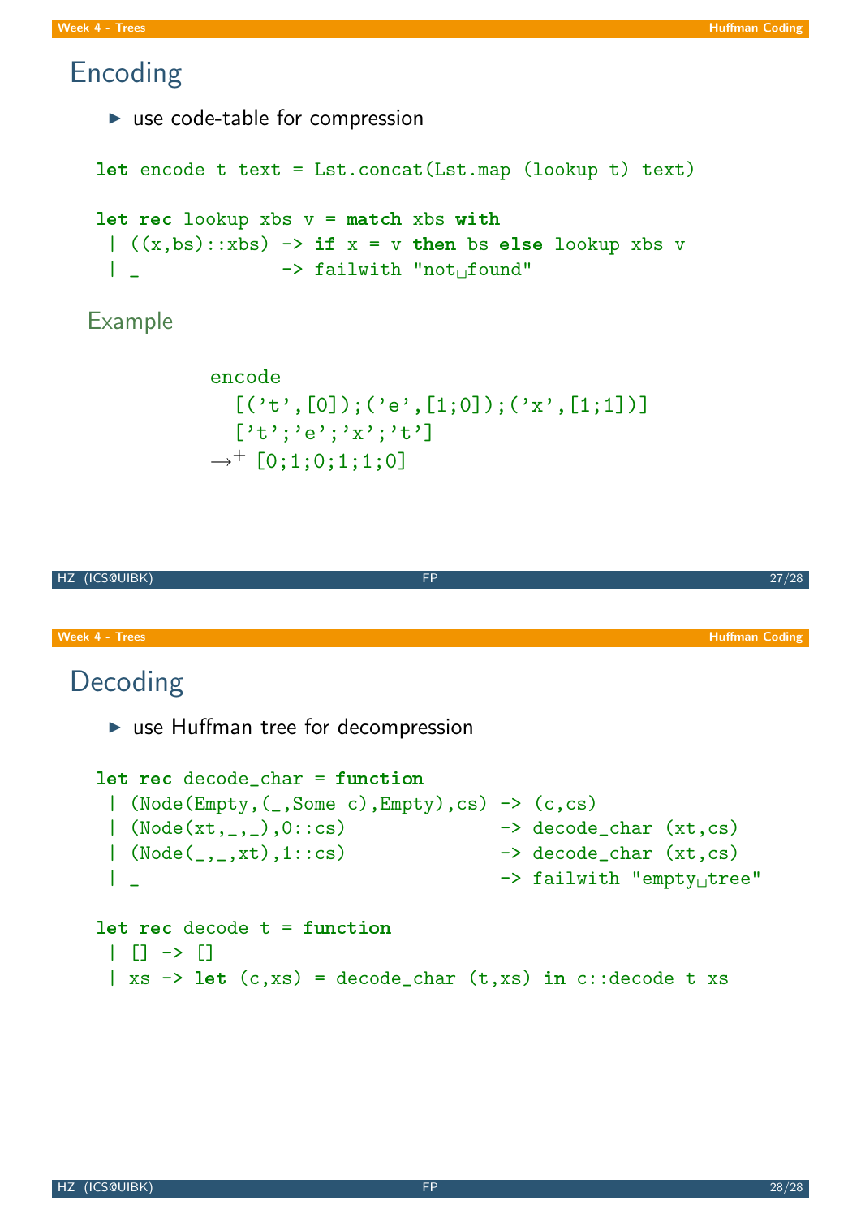## Encoding

- use code-table for compression

```
let encode t text = Lst.concat(Lst.map (lookup t) text)

let rec lookup xbs v = match xbs with
 | ((x,bs)::xbs) -> if x = v then bs else lookup xbs v
 | _             -> failwith "not found"
```

### Example

```
encode
  [('t',[0]);('e',[1;0]);('x',[1;1])]
  ['t';'e';'x';'t']
→+ [0;1;0;1;1;0]
```

## Decoding

- use Huffman tree for decompression

```
let rec decode_char = function
 | (Node(Empty,(_,Some c),Empty),cs) -> (c,cs)
 | (Node(xt,_,_),0::cs)              -> decode_char (xt,cs)
 | (Node(_,_,xt),1::cs)              -> decode_char (xt,cs)
 | _                                 -> failwith "empty tree"

let rec decode t = function
 | [] -> []
 | xs -> let (c,xs) = decode_char (t,xs) in c::decode t xs
```